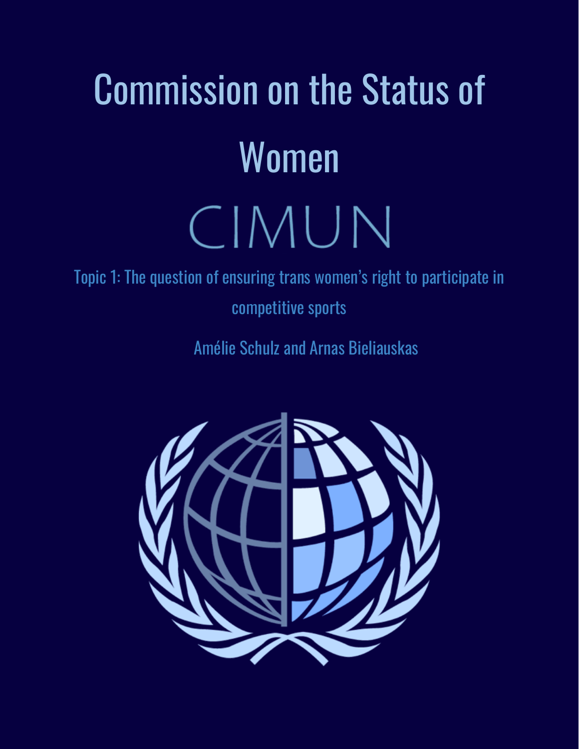# Commission on the Status of Women

## CIMUN

Topic 1: The question of ensuring trans women's right to participate in competitive sports

Amélie Schulz and Arnas Bieliauskas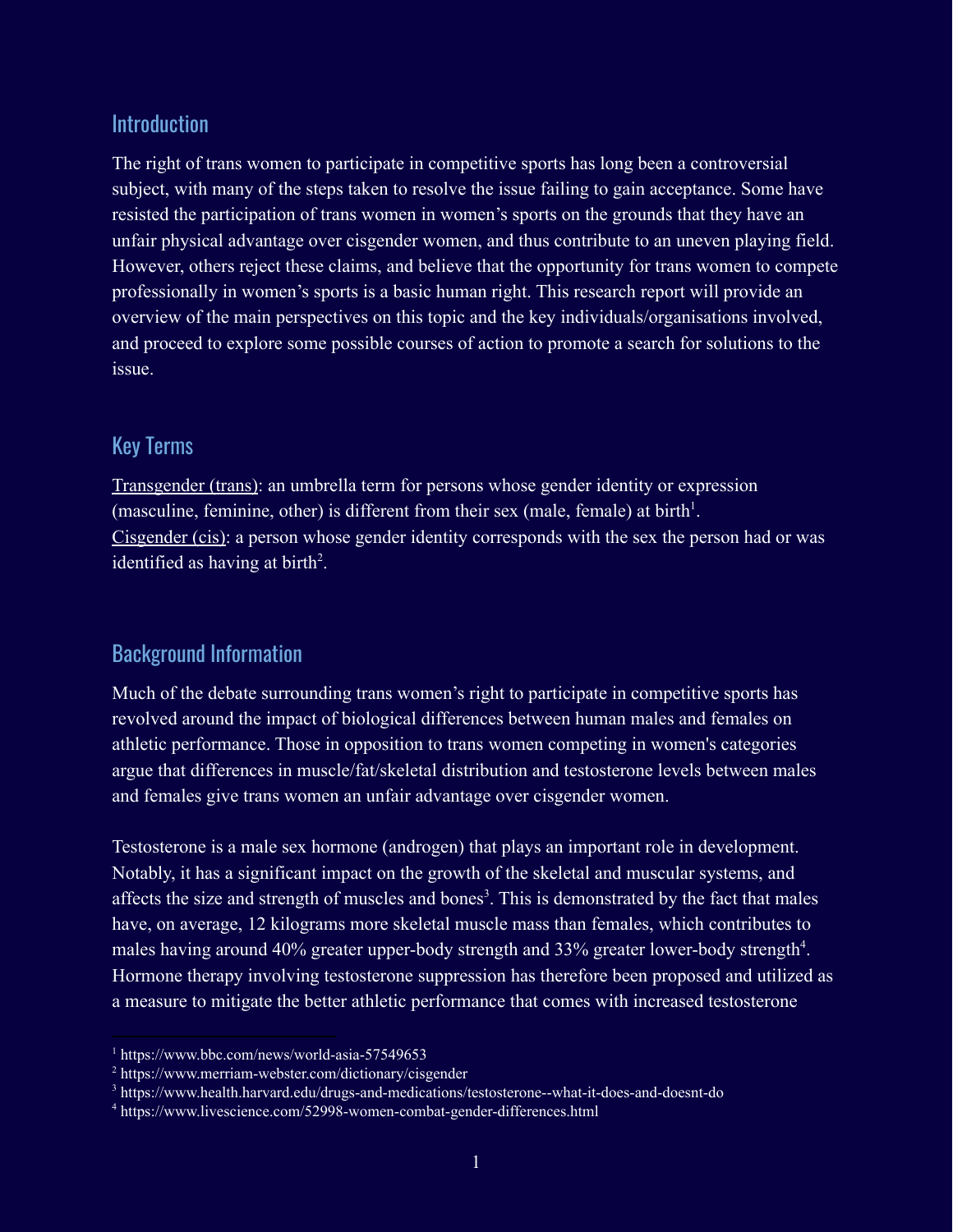## Introduction

The right of trans women to participate in competitive sports has long been a controversial subject, with many of the steps taken to resolve the issue failing to gain acceptance. Some have resisted the participation of trans women in women's sports on the grounds that they have an unfair physical advantage over cisgender women, and thus contribute to an uneven playing field. However, others reject these claims, and believe that the opportunity for trans women to compete professionally in women's sports is a basic human right. This research report will provide an overview of the main perspectives on this topic and the key individuals/organisations involved, and proceed to explore some possible courses of action to promote a search for solutions to the issue.

## Key Terms

<u>Transgender (trans)</u>: an umbrella term for persons whose gender identity or expression (masculine, feminine, other) is different from their sex (male, female) at birth[1].

<u>Cisgender (cis)</u>: a person whose gender identity corresponds with the sex the person had or was identified as having at birth[2].

## Background Information

Much of the debate surrounding trans women's right to participate in competitive sports has revolved around the impact of biological differences between human males and females on athletic performance. Those in opposition to trans women competing in women's categories argue that differences in muscle/fat/skeletal distribution and testosterone levels between males and females give trans women an unfair advantage over cisgender women.

Testosterone is a male sex hormone (androgen) that plays an important role in development. Notably, it has a significant impact on the growth of the skeletal and muscular systems, and affects the size and strength of muscles and bones[3]. This is demonstrated by the fact that males have, on average, 12 kilograms more skeletal muscle mass than females, which contributes to males having around 40% greater upper-body strength and 33% greater lower-body strength[4]. Hormone therapy involving testosterone suppression has therefore been proposed and utilized as a measure to mitigate the better athletic performance that comes with increased testosterone

[1] https://www.bbc.com/news/world-asia-57549653
[2] https://www.merriam-webster.com/dictionary/cisgender
[3] https://www.health.harvard.edu/drugs-and-medications/testosterone--what-it-does-and-doesnt-do
[4] https://www.livescience.com/52998-women-combat-gender-differences.html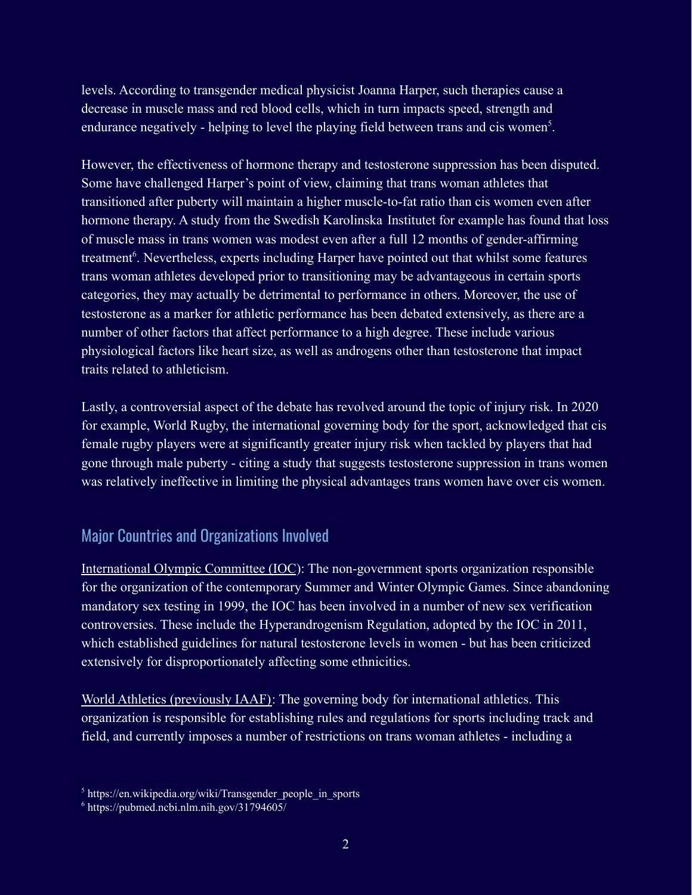levels. According to transgender medical physicist Joanna Harper, such therapies cause a decrease in muscle mass and red blood cells, which in turn impacts speed, strength and endurance negatively - helping to level the playing field between trans and cis women[5].

However, the effectiveness of hormone therapy and testosterone suppression has been disputed. Some have challenged Harper's point of view, claiming that trans woman athletes that transitioned after puberty will maintain a higher muscle-to-fat ratio than cis women even after hormone therapy. A study from the Swedish Karolinska Institutet for example has found that loss of muscle mass in trans women was modest even after a full 12 months of gender-affirming treatment[6]. Nevertheless, experts including Harper have pointed out that whilst some features trans woman athletes developed prior to transitioning may be advantageous in certain sports categories, they may actually be detrimental to performance in others. Moreover, the use of testosterone as a marker for athletic performance has been debated extensively, as there are a number of other factors that affect performance to a high degree. These include various physiological factors like heart size, as well as androgens other than testosterone that impact traits related to athleticism.

Lastly, a controversial aspect of the debate has revolved around the topic of injury risk. In 2020 for example, World Rugby, the international governing body for the sport, acknowledged that cis female rugby players were at significantly greater injury risk when tackled by players that had gone through male puberty - citing a study that suggests testosterone suppression in trans women was relatively ineffective in limiting the physical advantages trans women have over cis women.

## Major Countries and Organizations Involved

International Olympic Committee (IOC): The non-government sports organization responsible for the organization of the contemporary Summer and Winter Olympic Games. Since abandoning mandatory sex testing in 1999, the IOC has been involved in a number of new sex verification controversies. These include the Hyperandrogenism Regulation, adopted by the IOC in 2011, which established guidelines for natural testosterone levels in women - but has been criticized extensively for disproportionately affecting some ethnicities.

World Athletics (previously IAAF): The governing body for international athletics. This organization is responsible for establishing rules and regulations for sports including track and field, and currently imposes a number of restrictions on trans woman athletes - including a

[5] https://en.wikipedia.org/wiki/Transgender_people_in_sports

[6] https://pubmed.ncbi.nlm.nih.gov/31794605/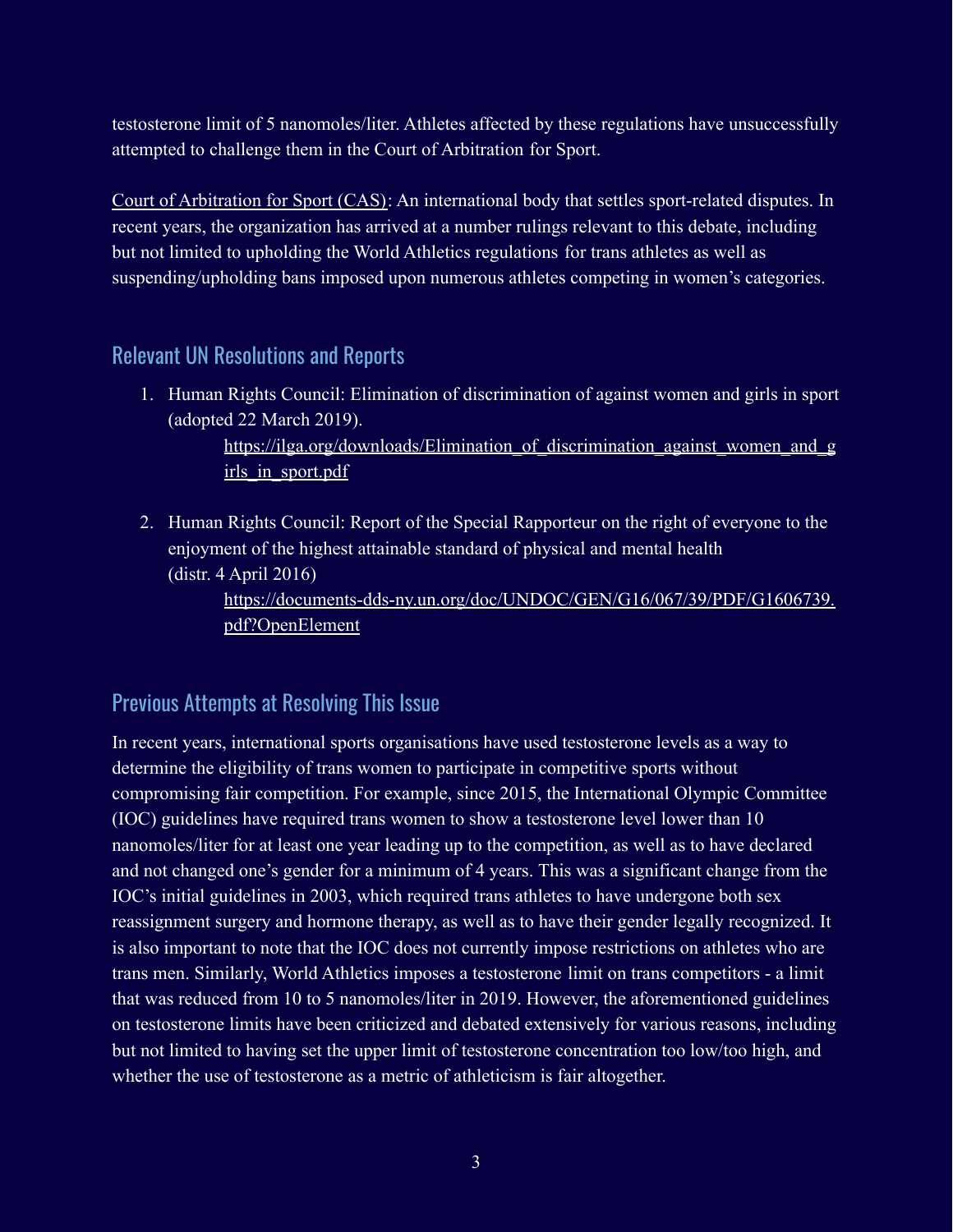testosterone limit of 5 nanomoles/liter. Athletes affected by these regulations have unsuccessfully attempted to challenge them in the Court of Arbitration for Sport.

Court of Arbitration for Sport (CAS): An international body that settles sport-related disputes. In recent years, the organization has arrived at a number rulings relevant to this debate, including but not limited to upholding the World Athletics regulations for trans athletes as well as suspending/upholding bans imposed upon numerous athletes competing in women's categories.

## Relevant UN Resolutions and Reports

1. Human Rights Council: Elimination of discrimination of against women and girls in sport (adopted 22 March 2019).
   https://ilga.org/downloads/Elimination_of_discrimination_against_women_and_girls_in_sport.pdf

2. Human Rights Council: Report of the Special Rapporteur on the right of everyone to the enjoyment of the highest attainable standard of physical and mental health (distr. 4 April 2016)
   https://documents-dds-ny.un.org/doc/UNDOC/GEN/G16/067/39/PDF/G1606739.pdf?OpenElement

## Previous Attempts at Resolving This Issue

In recent years, international sports organisations have used testosterone levels as a way to determine the eligibility of trans women to participate in competitive sports without compromising fair competition. For example, since 2015, the International Olympic Committee (IOC) guidelines have required trans women to show a testosterone level lower than 10 nanomoles/liter for at least one year leading up to the competition, as well as to have declared and not changed one's gender for a minimum of 4 years. This was a significant change from the IOC's initial guidelines in 2003, which required trans athletes to have undergone both sex reassignment surgery and hormone therapy, as well as to have their gender legally recognized. It is also important to note that the IOC does not currently impose restrictions on athletes who are trans men. Similarly, World Athletics imposes a testosterone limit on trans competitors - a limit that was reduced from 10 to 5 nanomoles/liter in 2019. However, the aforementioned guidelines on testosterone limits have been criticized and debated extensively for various reasons, including but not limited to having set the upper limit of testosterone concentration too low/too high, and whether the use of testosterone as a metric of athleticism is fair altogether.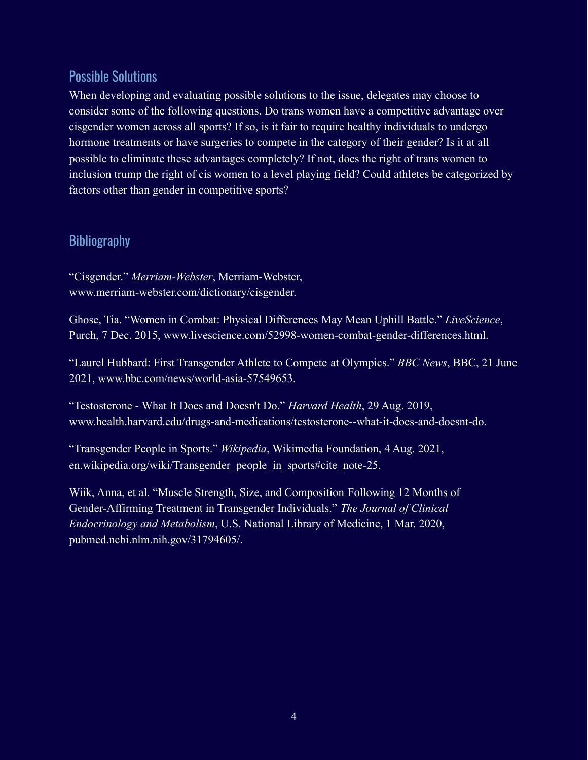## Possible Solutions

When developing and evaluating possible solutions to the issue, delegates may choose to consider some of the following questions. Do trans women have a competitive advantage over cisgender women across all sports? If so, is it fair to require healthy individuals to undergo hormone treatments or have surgeries to compete in the category of their gender? Is it at all possible to eliminate these advantages completely? If not, does the right of trans women to inclusion trump the right of cis women to a level playing field? Could athletes be categorized by factors other than gender in competitive sports?

## Bibliography

"Cisgender." *Merriam-Webster*, Merriam-Webster, www.merriam-webster.com/dictionary/cisgender.

Ghose, Tia. "Women in Combat: Physical Differences May Mean Uphill Battle." *LiveScience*, Purch, 7 Dec. 2015, www.livescience.com/52998-women-combat-gender-differences.html.

"Laurel Hubbard: First Transgender Athlete to Compete at Olympics." *BBC News*, BBC, 21 June 2021, www.bbc.com/news/world-asia-57549653.

"Testosterone - What It Does and Doesn't Do." *Harvard Health*, 29 Aug. 2019, www.health.harvard.edu/drugs-and-medications/testosterone--what-it-does-and-doesnt-do.

"Transgender People in Sports." *Wikipedia*, Wikimedia Foundation, 4 Aug. 2021, en.wikipedia.org/wiki/Transgender_people_in_sports#cite_note-25.

Wiik, Anna, et al. "Muscle Strength, Size, and Composition Following 12 Months of Gender-Affirming Treatment in Transgender Individuals." *The Journal of Clinical Endocrinology and Metabolism*, U.S. National Library of Medicine, 1 Mar. 2020, pubmed.ncbi.nlm.nih.gov/31794605/.